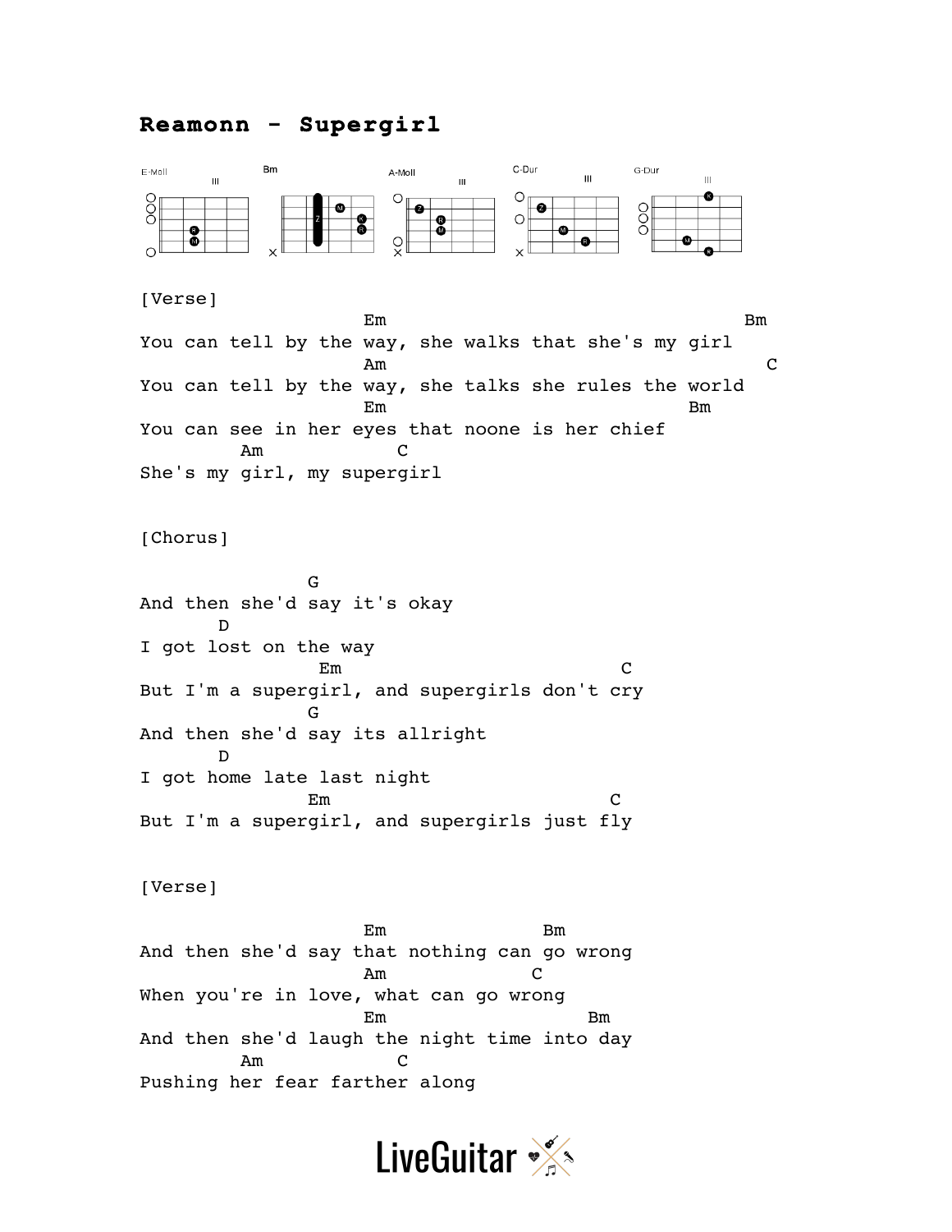# Reamonn - Supergirl

E-Moll  Bm  A-Moll  C-Dur  G-Dur

[Verse]

```
                    Em                                 Bm
You can tell by the way, she walks that she's my girl
                    Am                                   C
You can tell by the way, she talks she rules the world
                    Em                            Bm
You can see in her eyes that noone is her chief
         Am            C
She's my girl, my supergirl
```

[Chorus]

```
               G
And then she'd say it's okay
       D
I got lost on the way
                Em                          C
But I'm a supergirl, and supergirls don't cry
               G
And then she'd say its allright
       D
I got home late last night
               Em                         C
But I'm a supergirl, and supergirls just fly
```

[Verse]

```
                    Em               Bm
And then she'd say that nothing can go wrong
                    Am            C
When you're in love, what can go wrong
                    Em                Bm
And then she'd laugh the night time into day
         Am            C
Pushing her fear farther along
```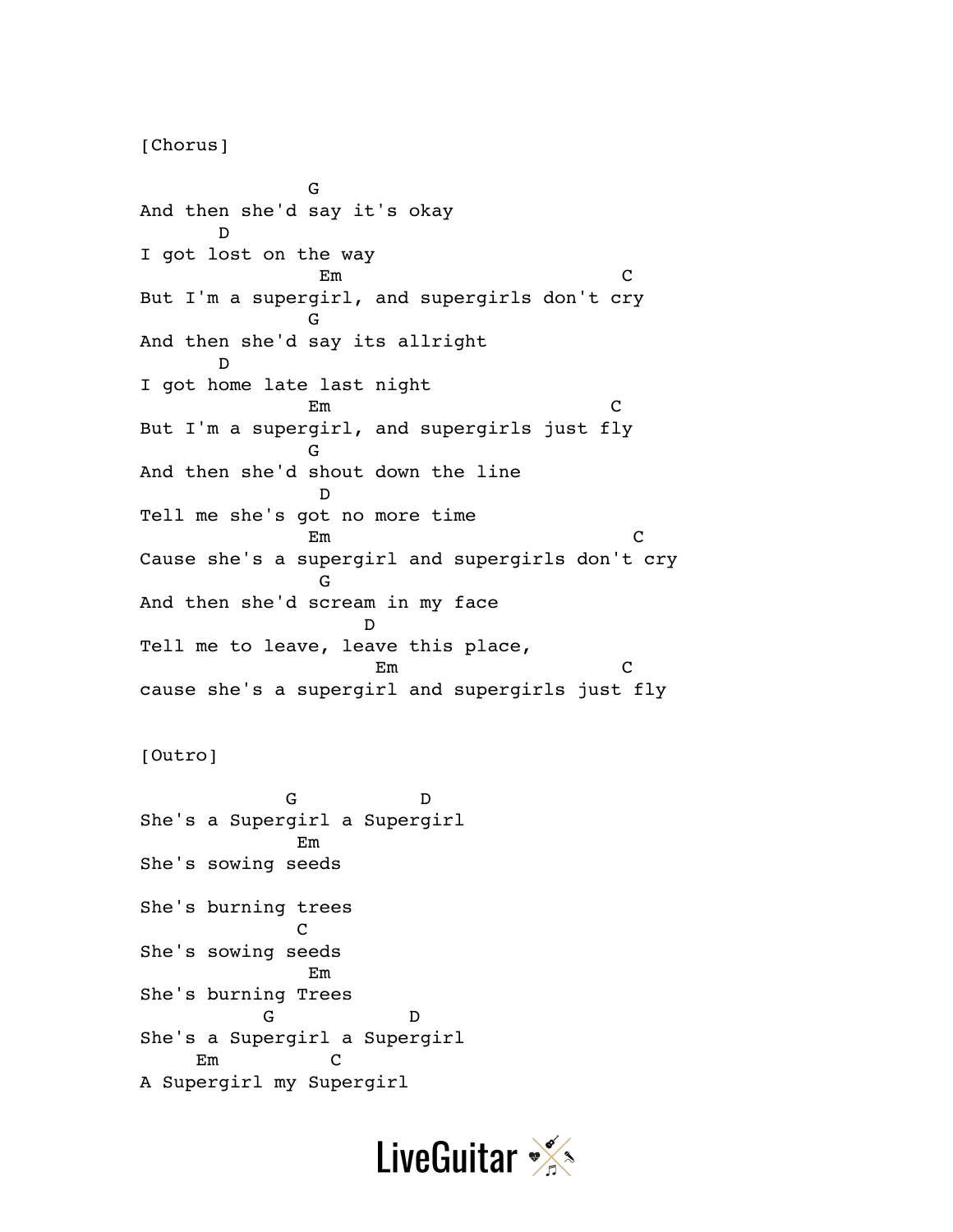```
[Chorus]

                G
And then she'd say it's okay
       D
I got lost on the way
                Em                         C
But I'm a supergirl, and supergirls don't cry
               G
And then she'd say its allright
       D
I got home late last night
               Em                         C
But I'm a supergirl, and supergirls just fly
               G
And then she'd shout down the line
                D
Tell me she's got no more time
               Em                           C
Cause she's a supergirl and supergirls don't cry
                G
And then she'd scream in my face
                    D
Tell me to leave, leave this place,
                    Em                    C
cause she's a supergirl and supergirls just fly


[Outro]

             G           D
She's a Supergirl a Supergirl
              Em
She's sowing seeds

She's burning trees
              C
She's sowing seeds
               Em
She's burning Trees
           G            D
She's a Supergirl a Supergirl
     Em          C
A Supergirl my Supergirl
```

LiveGuitar